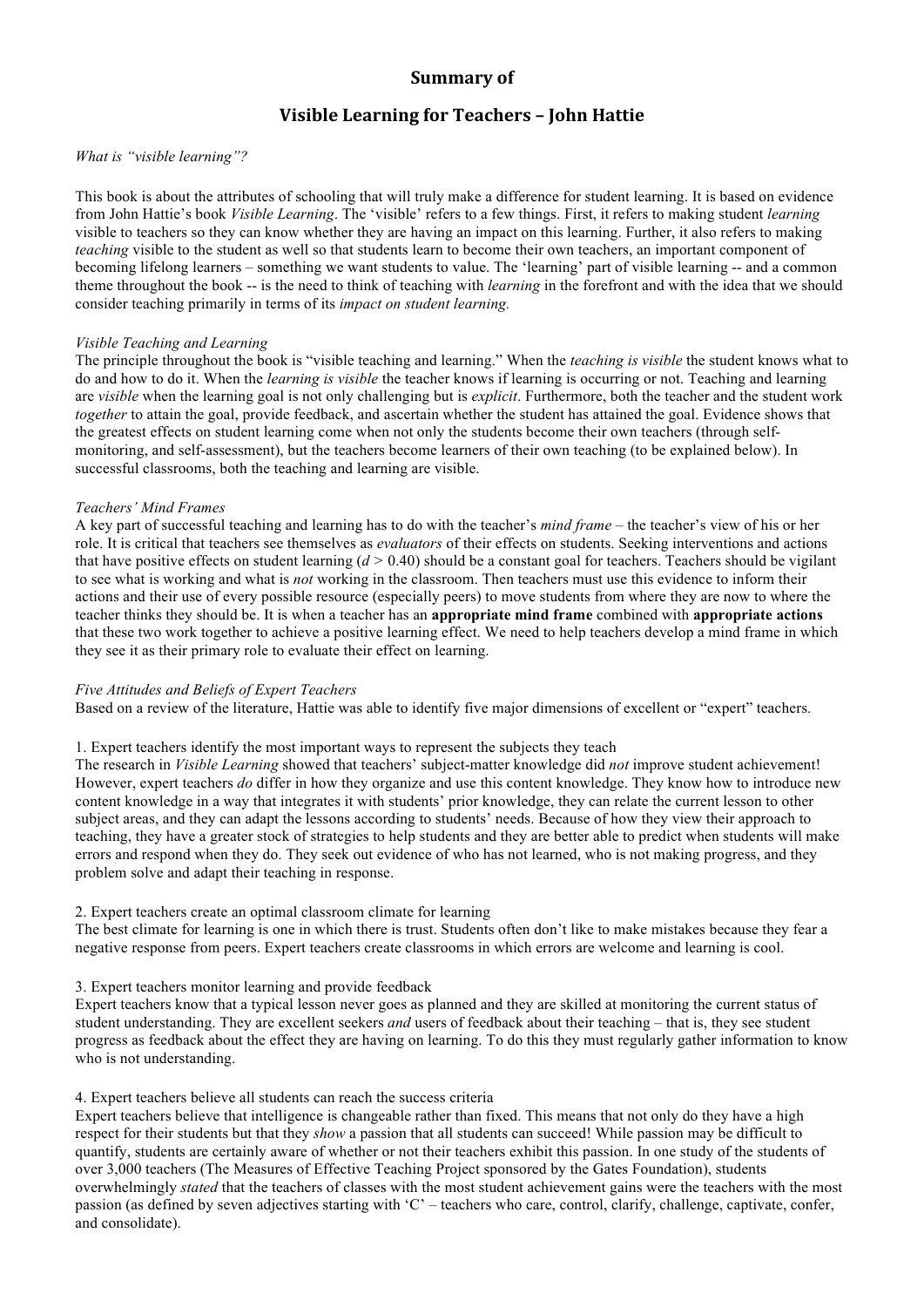# Summary of

# Visible Learning for Teachers – John Hattie

*What is "visible learning"?*

This book is about the attributes of schooling that will truly make a difference for student learning. It is based on evidence from John Hattie's book *Visible Learning*. The 'visible' refers to a few things. First, it refers to making student *learning* visible to teachers so they can know whether they are having an impact on this learning. Further, it also refers to making *teaching* visible to the student as well so that students learn to become their own teachers, an important component of becoming lifelong learners – something we want students to value. The 'learning' part of visible learning -- and a common theme throughout the book -- is the need to think of teaching with *learning* in the forefront and with the idea that we should consider teaching primarily in terms of its *impact on student learning.*

*Visible Teaching and Learning*

The principle throughout the book is "visible teaching and learning." When the *teaching is visible* the student knows what to do and how to do it. When the *learning is visible* the teacher knows if learning is occurring or not. Teaching and learning are *visible* when the learning goal is not only challenging but is *explicit*. Furthermore, both the teacher and the student work *together* to attain the goal, provide feedback, and ascertain whether the student has attained the goal. Evidence shows that the greatest effects on student learning come when not only the students become their own teachers (through self-monitoring, and self-assessment), but the teachers become learners of their own teaching (to be explained below). In successful classrooms, both the teaching and learning are visible.

*Teachers' Mind Frames*

A key part of successful teaching and learning has to do with the teacher's *mind frame* – the teacher's view of his or her role. It is critical that teachers see themselves as *evaluators* of their effects on students. Seeking interventions and actions that have positive effects on student learning ($d > 0.40$) should be a constant goal for teachers. Teachers should be vigilant to see what is working and what is *not* working in the classroom. Then teachers must use this evidence to inform their actions and their use of every possible resource (especially peers) to move students from where they are now to where the teacher thinks they should be. It is when a teacher has an **appropriate mind frame** combined with **appropriate actions** that these two work together to achieve a positive learning effect. We need to help teachers develop a mind frame in which they see it as their primary role to evaluate their effect on learning.

*Five Attitudes and Beliefs of Expert Teachers*

Based on a review of the literature, Hattie was able to identify five major dimensions of excellent or "expert" teachers.

1. Expert teachers identify the most important ways to represent the subjects they teach

The research in *Visible Learning* showed that teachers' subject-matter knowledge did *not* improve student achievement! However, expert teachers *do* differ in how they organize and use this content knowledge. They know how to introduce new content knowledge in a way that integrates it with students' prior knowledge, they can relate the current lesson to other subject areas, and they can adapt the lessons according to students' needs. Because of how they view their approach to teaching, they have a greater stock of strategies to help students and they are better able to predict when students will make errors and respond when they do. They seek out evidence of who has not learned, who is not making progress, and they problem solve and adapt their teaching in response.

2. Expert teachers create an optimal classroom climate for learning

The best climate for learning is one in which there is trust. Students often don't like to make mistakes because they fear a negative response from peers. Expert teachers create classrooms in which errors are welcome and learning is cool.

3. Expert teachers monitor learning and provide feedback

Expert teachers know that a typical lesson never goes as planned and they are skilled at monitoring the current status of student understanding. They are excellent seekers *and* users of feedback about their teaching – that is, they see student progress as feedback about the effect they are having on learning. To do this they must regularly gather information to know who is not understanding.

4. Expert teachers believe all students can reach the success criteria

Expert teachers believe that intelligence is changeable rather than fixed. This means that not only do they have a high respect for their students but that they *show* a passion that all students can succeed! While passion may be difficult to quantify, students are certainly aware of whether or not their teachers exhibit this passion. In one study of the students of over 3,000 teachers (The Measures of Effective Teaching Project sponsored by the Gates Foundation), students overwhelmingly *stated* that the teachers of classes with the most student achievement gains were the teachers with the most passion (as defined by seven adjectives starting with 'C' – teachers who care, control, clarify, challenge, captivate, confer, and consolidate).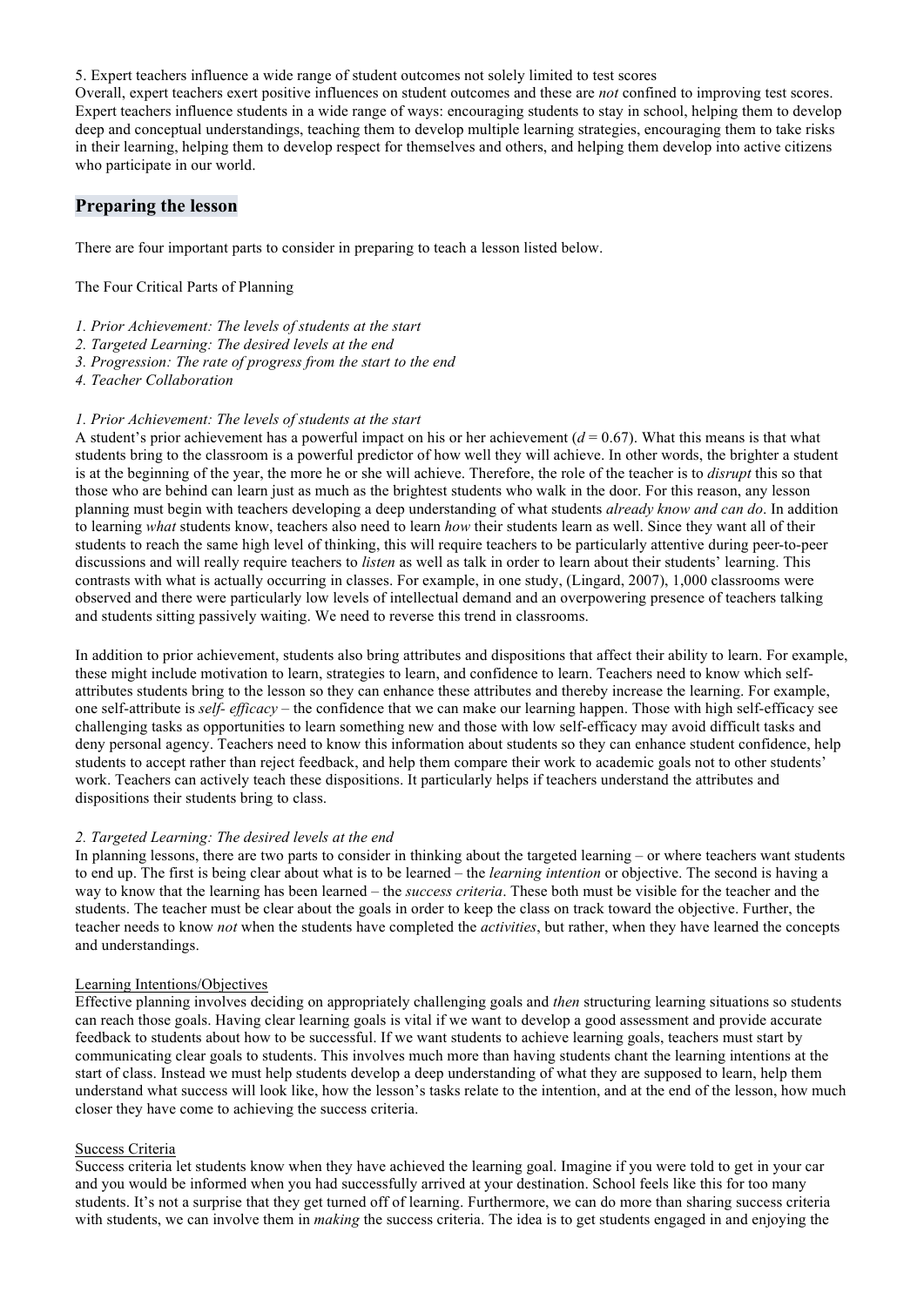5. Expert teachers influence a wide range of student outcomes not solely limited to test scores

Overall, expert teachers exert positive influences on student outcomes and these are *not* confined to improving test scores. Expert teachers influence students in a wide range of ways: encouraging students to stay in school, helping them to develop deep and conceptual understandings, teaching them to develop multiple learning strategies, encouraging them to take risks in their learning, helping them to develop respect for themselves and others, and helping them develop into active citizens who participate in our world.

## Preparing the lesson

There are four important parts to consider in preparing to teach a lesson listed below.

The Four Critical Parts of Planning

1. *Prior Achievement: The levels of students at the start*
2. *Targeted Learning: The desired levels at the end*
3. *Progression: The rate of progress from the start to the end*
4. *Teacher Collaboration*

*1. Prior Achievement: The levels of students at the start*

A student's prior achievement has a powerful impact on his or her achievement ($d = 0.67$). What this means is that what students bring to the classroom is a powerful predictor of how well they will achieve. In other words, the brighter a student is at the beginning of the year, the more he or she will achieve. Therefore, the role of the teacher is to *disrupt* this so that those who are behind can learn just as much as the brightest students who walk in the door. For this reason, any lesson planning must begin with teachers developing a deep understanding of what students *already know and can do*. In addition to learning *what* students know, teachers also need to learn *how* their students learn as well. Since they want all of their students to reach the same high level of thinking, this will require teachers to be particularly attentive during peer-to-peer discussions and will really require teachers to *listen* as well as talk in order to learn about their students' learning. This contrasts with what is actually occurring in classes. For example, in one study, (Lingard, 2007), 1,000 classrooms were observed and there were particularly low levels of intellectual demand and an overpowering presence of teachers talking and students sitting passively waiting. We need to reverse this trend in classrooms.

In addition to prior achievement, students also bring attributes and dispositions that affect their ability to learn. For example, these might include motivation to learn, strategies to learn, and confidence to learn. Teachers need to know which self-attributes students bring to the lesson so they can enhance these attributes and thereby increase the learning. For example, one self-attribute is *self- efficacy* – the confidence that we can make our learning happen. Those with high self-efficacy see challenging tasks as opportunities to learn something new and those with low self-efficacy may avoid difficult tasks and deny personal agency. Teachers need to know this information about students so they can enhance student confidence, help students to accept rather than reject feedback, and help them compare their work to academic goals not to other students' work. Teachers can actively teach these dispositions. It particularly helps if teachers understand the attributes and dispositions their students bring to class.

*2. Targeted Learning: The desired levels at the end*

In planning lessons, there are two parts to consider in thinking about the targeted learning – or where teachers want students to end up. The first is being clear about what is to be learned – the *learning intention* or objective. The second is having a way to know that the learning has been learned – the *success criteria*. These both must be visible for the teacher and the students. The teacher must be clear about the goals in order to keep the class on track toward the objective. Further, the teacher needs to know *not* when the students have completed the *activities*, but rather, when they have learned the concepts and understandings.

Learning Intentions/Objectives

Effective planning involves deciding on appropriately challenging goals and *then* structuring learning situations so students can reach those goals. Having clear learning goals is vital if we want to develop a good assessment and provide accurate feedback to students about how to be successful. If we want students to achieve learning goals, teachers must start by communicating clear goals to students. This involves much more than having students chant the learning intentions at the start of class. Instead we must help students develop a deep understanding of what they are supposed to learn, help them understand what success will look like, how the lesson's tasks relate to the intention, and at the end of the lesson, how much closer they have come to achieving the success criteria.

Success Criteria

Success criteria let students know when they have achieved the learning goal. Imagine if you were told to get in your car and you would be informed when you had successfully arrived at your destination. School feels like this for too many students. It's not a surprise that they get turned off of learning. Furthermore, we can do more than sharing success criteria with students, we can involve them in *making* the success criteria. The idea is to get students engaged in and enjoying the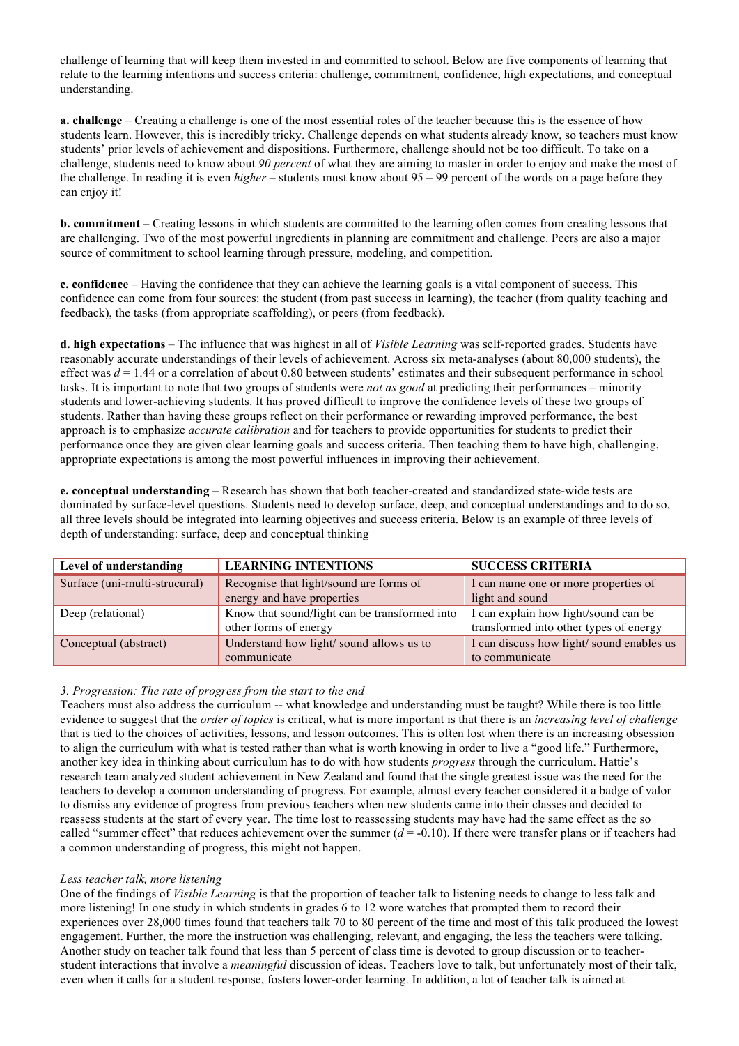challenge of learning that will keep them invested in and committed to school. Below are five components of learning that relate to the learning intentions and success criteria: challenge, commitment, confidence, high expectations, and conceptual understanding.

**a. challenge** – Creating a challenge is one of the most essential roles of the teacher because this is the essence of how students learn. However, this is incredibly tricky. Challenge depends on what students already know, so teachers must know students' prior levels of achievement and dispositions. Furthermore, challenge should not be too difficult. To take on a challenge, students need to know about *90 percent* of what they are aiming to master in order to enjoy and make the most of the challenge. In reading it is even *higher* – students must know about 95 – 99 percent of the words on a page before they can enjoy it!

**b. commitment** – Creating lessons in which students are committed to the learning often comes from creating lessons that are challenging. Two of the most powerful ingredients in planning are commitment and challenge. Peers are also a major source of commitment to school learning through pressure, modeling, and competition.

**c. confidence** – Having the confidence that they can achieve the learning goals is a vital component of success. This confidence can come from four sources: the student (from past success in learning), the teacher (from quality teaching and feedback), the tasks (from appropriate scaffolding), or peers (from feedback).

**d. high expectations** – The influence that was highest in all of *Visible Learning* was self-reported grades. Students have reasonably accurate understandings of their levels of achievement. Across six meta-analyses (about 80,000 students), the effect was $d = 1.44$ or a correlation of about 0.80 between students' estimates and their subsequent performance in school tasks. It is important to note that two groups of students were *not as good* at predicting their performances – minority students and lower-achieving students. It has proved difficult to improve the confidence levels of these two groups of students. Rather than having these groups reflect on their performance or rewarding improved performance, the best approach is to emphasize *accurate calibration* and for teachers to provide opportunities for students to predict their performance once they are given clear learning goals and success criteria. Then teaching them to have high, challenging, appropriate expectations is among the most powerful influences in improving their achievement.

**e. conceptual understanding** – Research has shown that both teacher-created and standardized state-wide tests are dominated by surface-level questions. Students need to develop surface, deep, and conceptual understandings and to do so, all three levels should be integrated into learning objectives and success criteria. Below is an example of three levels of depth of understanding: surface, deep and conceptual thinking

| Level of understanding | LEARNING INTENTIONS | SUCCESS CRITERIA |
|---|---|---|
| Surface (uni-multi-strucural) | Recognise that light/sound are forms of energy and have properties | I can name one or more properties of light and sound |
| Deep (relational) | Know that sound/light can be transformed into other forms of energy | I can explain how light/sound can be transformed into other types of energy |
| Conceptual (abstract) | Understand how light/ sound allows us to communicate | I can discuss how light/ sound enables us to communicate |

*3. Progression: The rate of progress from the start to the end*

Teachers must also address the curriculum -- what knowledge and understanding must be taught? While there is too little evidence to suggest that the *order of topics* is critical, what is more important is that there is an *increasing level of challenge* that is tied to the choices of activities, lessons, and lesson outcomes. This is often lost when there is an increasing obsession to align the curriculum with what is tested rather than what is worth knowing in order to live a "good life." Furthermore, another key idea in thinking about curriculum has to do with how students *progress* through the curriculum. Hattie's research team analyzed student achievement in New Zealand and found that the single greatest issue was the need for the teachers to develop a common understanding of progress. For example, almost every teacher considered it a badge of valor to dismiss any evidence of progress from previous teachers when new students came into their classes and decided to reassess students at the start of every year. The time lost to reassessing students may have had the same effect as the so called "summer effect" that reduces achievement over the summer ($d = -0.10$). If there were transfer plans or if teachers had a common understanding of progress, this might not happen.

*Less teacher talk, more listening*

One of the findings of *Visible Learning* is that the proportion of teacher talk to listening needs to change to less talk and more listening! In one study in which students in grades 6 to 12 wore watches that prompted them to record their experiences over 28,000 times found that teachers talk 70 to 80 percent of the time and most of this talk produced the lowest engagement. Further, the more the instruction was challenging, relevant, and engaging, the less the teachers were talking. Another study on teacher talk found that less than 5 percent of class time is devoted to group discussion or to teacher-student interactions that involve a *meaningful* discussion of ideas. Teachers love to talk, but unfortunately most of their talk, even when it calls for a student response, fosters lower-order learning. In addition, a lot of teacher talk is aimed at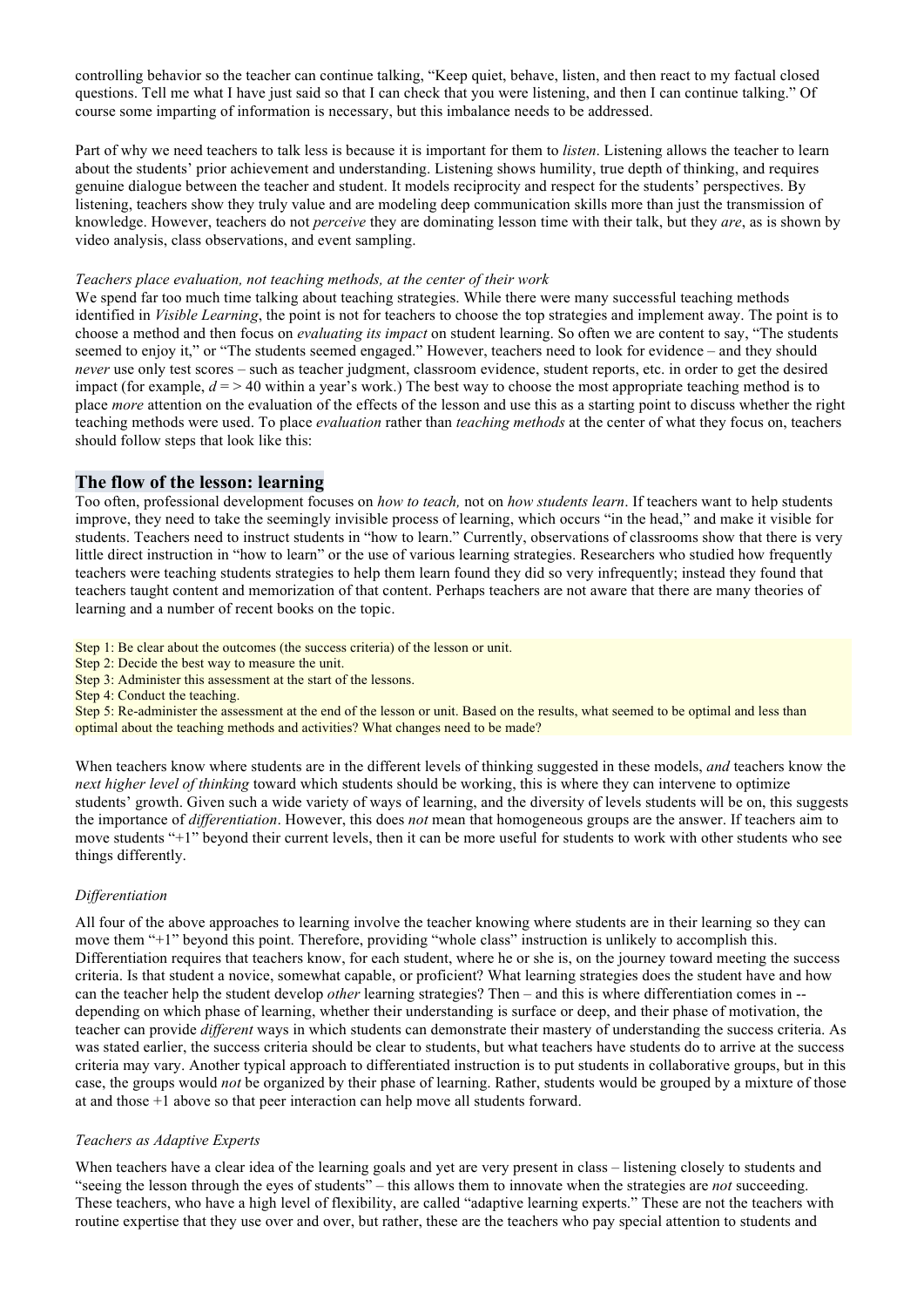controlling behavior so the teacher can continue talking, "Keep quiet, behave, listen, and then react to my factual closed questions. Tell me what I have just said so that I can check that you were listening, and then I can continue talking." Of course some imparting of information is necessary, but this imbalance needs to be addressed.

Part of why we need teachers to talk less is because it is important for them to *listen*. Listening allows the teacher to learn about the students' prior achievement and understanding. Listening shows humility, true depth of thinking, and requires genuine dialogue between the teacher and student. It models reciprocity and respect for the students' perspectives. By listening, teachers show they truly value and are modeling deep communication skills more than just the transmission of knowledge. However, teachers do not *perceive* they are dominating lesson time with their talk, but they *are*, as is shown by video analysis, class observations, and event sampling.

*Teachers place evaluation, not teaching methods, at the center of their work*

We spend far too much time talking about teaching strategies. While there were many successful teaching methods identified in *Visible Learning*, the point is not for teachers to choose the top strategies and implement away. The point is to choose a method and then focus on *evaluating its impact* on student learning. So often we are content to say, "The students seemed to enjoy it," or "The students seemed engaged." However, teachers need to look for evidence – and they should *never* use only test scores – such as teacher judgment, classroom evidence, student reports, etc. in order to get the desired impact (for example, $d$ = > 40 within a year's work.) The best way to choose the most appropriate teaching method is to place *more* attention on the evaluation of the effects of the lesson and use this as a starting point to discuss whether the right teaching methods were used. To place *evaluation* rather than *teaching methods* at the center of what they focus on, teachers should follow steps that look like this:

## The flow of the lesson: learning

Too often, professional development focuses on *how to teach,* not on *how students learn*. If teachers want to help students improve, they need to take the seemingly invisible process of learning, which occurs "in the head," and make it visible for students. Teachers need to instruct students in "how to learn." Currently, observations of classrooms show that there is very little direct instruction in "how to learn" or the use of various learning strategies. Researchers who studied how frequently teachers were teaching students strategies to help them learn found they did so very infrequently; instead they found that teachers taught content and memorization of that content. Perhaps teachers are not aware that there are many theories of learning and a number of recent books on the topic.

Step 1: Be clear about the outcomes (the success criteria) of the lesson or unit.
Step 2: Decide the best way to measure the unit.
Step 3: Administer this assessment at the start of the lessons.
Step 4: Conduct the teaching.
Step 5: Re-administer the assessment at the end of the lesson or unit. Based on the results, what seemed to be optimal and less than optimal about the teaching methods and activities? What changes need to be made?

When teachers know where students are in the different levels of thinking suggested in these models, *and* teachers know the *next higher level of thinking* toward which students should be working, this is where they can intervene to optimize students' growth. Given such a wide variety of ways of learning, and the diversity of levels students will be on, this suggests the importance of *differentiation*. However, this does *not* mean that homogeneous groups are the answer. If teachers aim to move students "+1" beyond their current levels, then it can be more useful for students to work with other students who see things differently.

*Differentiation*

All four of the above approaches to learning involve the teacher knowing where students are in their learning so they can move them "+1" beyond this point. Therefore, providing "whole class" instruction is unlikely to accomplish this. Differentiation requires that teachers know, for each student, where he or she is, on the journey toward meeting the success criteria. Is that student a novice, somewhat capable, or proficient? What learning strategies does the student have and how can the teacher help the student develop *other* learning strategies? Then – and this is where differentiation comes in -- depending on which phase of learning, whether their understanding is surface or deep, and their phase of motivation, the teacher can provide *different* ways in which students can demonstrate their mastery of understanding the success criteria. As was stated earlier, the success criteria should be clear to students, but what teachers have students do to arrive at the success criteria may vary. Another typical approach to differentiated instruction is to put students in collaborative groups, but in this case, the groups would *not* be organized by their phase of learning. Rather, students would be grouped by a mixture of those at and those +1 above so that peer interaction can help move all students forward.

*Teachers as Adaptive Experts*

When teachers have a clear idea of the learning goals and yet are very present in class – listening closely to students and "seeing the lesson through the eyes of students" – this allows them to innovate when the strategies are *not* succeeding. These teachers, who have a high level of flexibility, are called "adaptive learning experts." These are not the teachers with routine expertise that they use over and over, but rather, these are the teachers who pay special attention to students and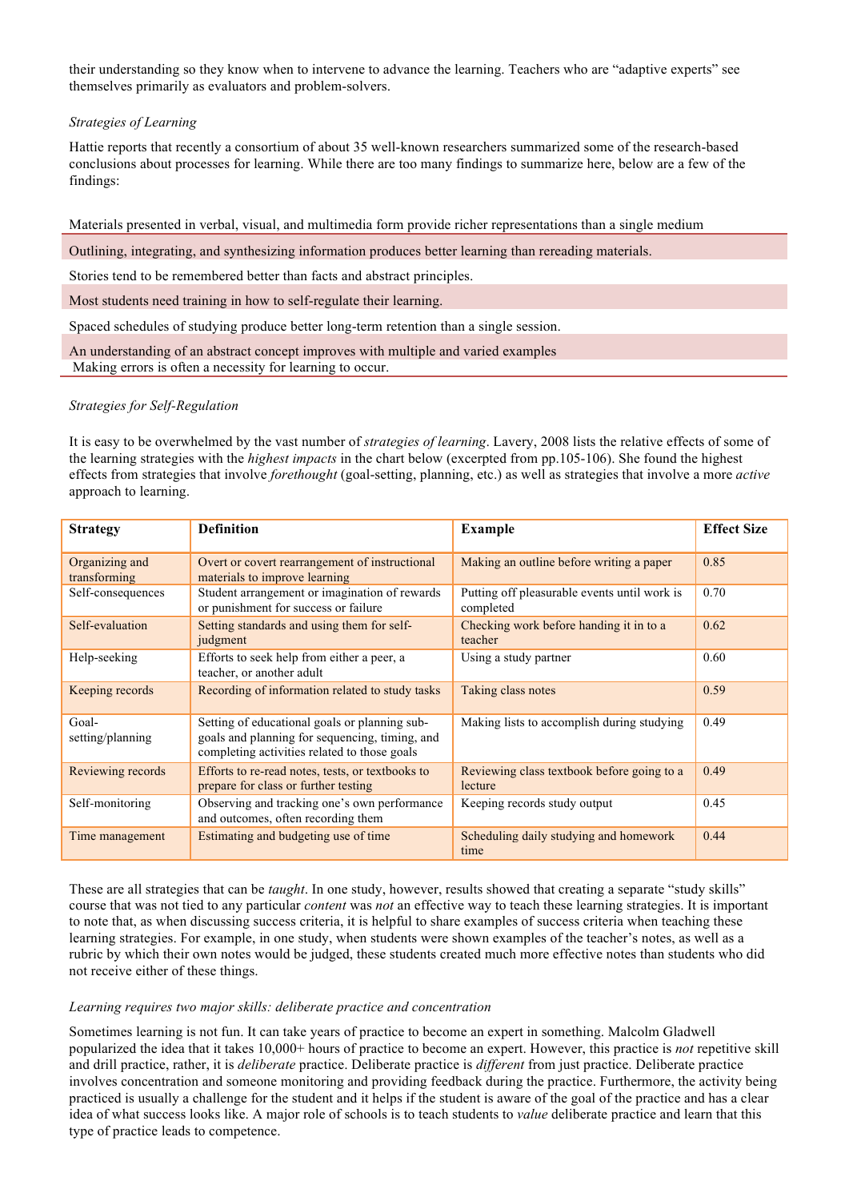their understanding so they know when to intervene to advance the learning. Teachers who are "adaptive experts" see themselves primarily as evaluators and problem-solvers.

*Strategies of Learning*

Hattie reports that recently a consortium of about 35 well-known researchers summarized some of the research-based conclusions about processes for learning. While there are too many findings to summarize here, below are a few of the findings:

| Materials presented in verbal, visual, and multimedia form provide richer representations than a single medium |
|---|
| Outlining, integrating, and synthesizing information produces better learning than rereading materials. |
| Stories tend to be remembered better than facts and abstract principles. |
| Most students need training in how to self-regulate their learning. |
| Spaced schedules of studying produce better long-term retention than a single session. |
| An understanding of an abstract concept improves with multiple and varied examples |
| Making errors is often a necessity for learning to occur. |

*Strategies for Self-Regulation*

It is easy to be overwhelmed by the vast number of *strategies of learning*. Lavery, 2008 lists the relative effects of some of the learning strategies with the *highest impacts* in the chart below (excerpted from pp.105-106). She found the highest effects from strategies that involve *forethought* (goal-setting, planning, etc.) as well as strategies that involve a more *active* approach to learning.

| **Strategy** | **Definition** | **Example** | **Effect Size** |
|---|---|---|---|
| Organizing and transforming | Overt or covert rearrangement of instructional materials to improve learning | Making an outline before writing a paper | 0.85 |
| Self-consequences | Student arrangement or imagination of rewards or punishment for success or failure | Putting off pleasurable events until work is completed | 0.70 |
| Self-evaluation | Setting standards and using them for self-judgment | Checking work before handing it in to a teacher | 0.62 |
| Help-seeking | Efforts to seek help from either a peer, a teacher, or another adult | Using a study partner | 0.60 |
| Keeping records | Recording of information related to study tasks | Taking class notes | 0.59 |
| Goal-setting/planning | Setting of educational goals or planning sub-goals and planning for sequencing, timing, and completing activities related to those goals | Making lists to accomplish during studying | 0.49 |
| Reviewing records | Efforts to re-read notes, tests, or textbooks to prepare for class or further testing | Reviewing class textbook before going to a lecture | 0.49 |
| Self-monitoring | Observing and tracking one's own performance and outcomes, often recording them | Keeping records study output | 0.45 |
| Time management | Estimating and budgeting use of time | Scheduling daily studying and homework time | 0.44 |

These are all strategies that can be *taught*. In one study, however, results showed that creating a separate "study skills" course that was not tied to any particular *content* was *not* an effective way to teach these learning strategies. It is important to note that, as when discussing success criteria, it is helpful to share examples of success criteria when teaching these learning strategies. For example, in one study, when students were shown examples of the teacher's notes, as well as a rubric by which their own notes would be judged, these students created much more effective notes than students who did not receive either of these things.

*Learning requires two major skills: deliberate practice and concentration*

Sometimes learning is not fun. It can take years of practice to become an expert in something. Malcolm Gladwell popularized the idea that it takes 10,000+ hours of practice to become an expert. However, this practice is *not* repetitive skill and drill practice, rather, it is *deliberate* practice. Deliberate practice is *different* from just practice. Deliberate practice involves concentration and someone monitoring and providing feedback during the practice. Furthermore, the activity being practiced is usually a challenge for the student and it helps if the student is aware of the goal of the practice and has a clear idea of what success looks like. A major role of schools is to teach students to *value* deliberate practice and learn that this type of practice leads to competence.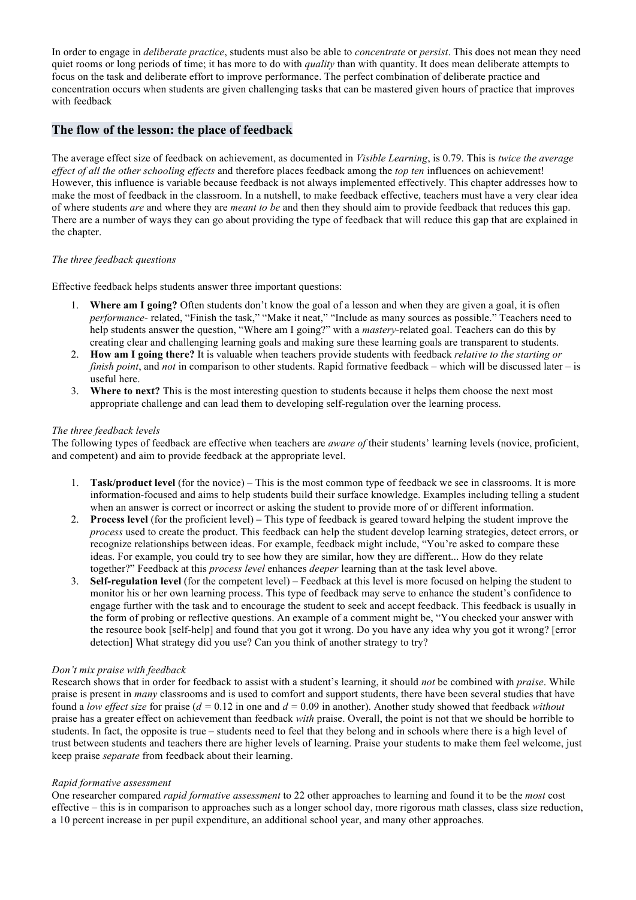In order to engage in *deliberate practice*, students must also be able to *concentrate* or *persist*. This does not mean they need quiet rooms or long periods of time; it has more to do with *quality* than with quantity. It does mean deliberate attempts to focus on the task and deliberate effort to improve performance. The perfect combination of deliberate practice and concentration occurs when students are given challenging tasks that can be mastered given hours of practice that improves with feedback

## The flow of the lesson: the place of feedback

The average effect size of feedback on achievement, as documented in *Visible Learning*, is 0.79. This is *twice the average effect of all the other schooling effects* and therefore places feedback among the *top ten* influences on achievement! However, this influence is variable because feedback is not always implemented effectively. This chapter addresses how to make the most of feedback in the classroom. In a nutshell, to make feedback effective, teachers must have a very clear idea of where students *are* and where they are *meant to be* and then they should aim to provide feedback that reduces this gap. There are a number of ways they can go about providing the type of feedback that will reduce this gap that are explained in the chapter.

*The three feedback questions*

Effective feedback helps students answer three important questions:

1. **Where am I going?** Often students don't know the goal of a lesson and when they are given a goal, it is often *performance-* related, "Finish the task," "Make it neat," "Include as many sources as possible." Teachers need to help students answer the question, "Where am I going?" with a *mastery*-related goal. Teachers can do this by creating clear and challenging learning goals and making sure these learning goals are transparent to students.
2. **How am I going there?** It is valuable when teachers provide students with feedback *relative to the starting or finish point*, and *not* in comparison to other students. Rapid formative feedback – which will be discussed later – is useful here.
3. **Where to next?** This is the most interesting question to students because it helps them choose the next most appropriate challenge and can lead them to developing self-regulation over the learning process.

*The three feedback levels*
The following types of feedback are effective when teachers are *aware of* their students' learning levels (novice, proficient, and competent) and aim to provide feedback at the appropriate level.

1. **Task/product level** (for the novice) – This is the most common type of feedback we see in classrooms. It is more information-focused and aims to help students build their surface knowledge. Examples including telling a student when an answer is correct or incorrect or asking the student to provide more of or different information.
2. **Process level** (for the proficient level) **–** This type of feedback is geared toward helping the student improve the *process* used to create the product. This feedback can help the student develop learning strategies, detect errors, or recognize relationships between ideas. For example, feedback might include, "You're asked to compare these ideas. For example, you could try to see how they are similar, how they are different... How do they relate together?" Feedback at this *process level* enhances *deeper* learning than at the task level above.
3. **Self-regulation level** (for the competent level) – Feedback at this level is more focused on helping the student to monitor his or her own learning process. This type of feedback may serve to enhance the student's confidence to engage further with the task and to encourage the student to seek and accept feedback. This feedback is usually in the form of probing or reflective questions. An example of a comment might be, "You checked your answer with the resource book [self-help] and found that you got it wrong. Do you have any idea why you got it wrong? [error detection] What strategy did you use? Can you think of another strategy to try?

*Don't mix praise with feedback*
Research shows that in order for feedback to assist with a student's learning, it should *not* be combined with *praise*. While praise is present in *many* classrooms and is used to comfort and support students, there have been several studies that have found a *low effect size* for praise ($d = 0.12$ in one and $d = 0.09$ in another). Another study showed that feedback *without* praise has a greater effect on achievement than feedback *with* praise. Overall, the point is not that we should be horrible to students. In fact, the opposite is true – students need to feel that they belong and in schools where there is a high level of trust between students and teachers there are higher levels of learning. Praise your students to make them feel welcome, just keep praise *separate* from feedback about their learning.

*Rapid formative assessment*
One researcher compared *rapid formative assessment* to 22 other approaches to learning and found it to be the *most* cost effective – this is in comparison to approaches such as a longer school day, more rigorous math classes, class size reduction, a 10 percent increase in per pupil expenditure, an additional school year, and many other approaches.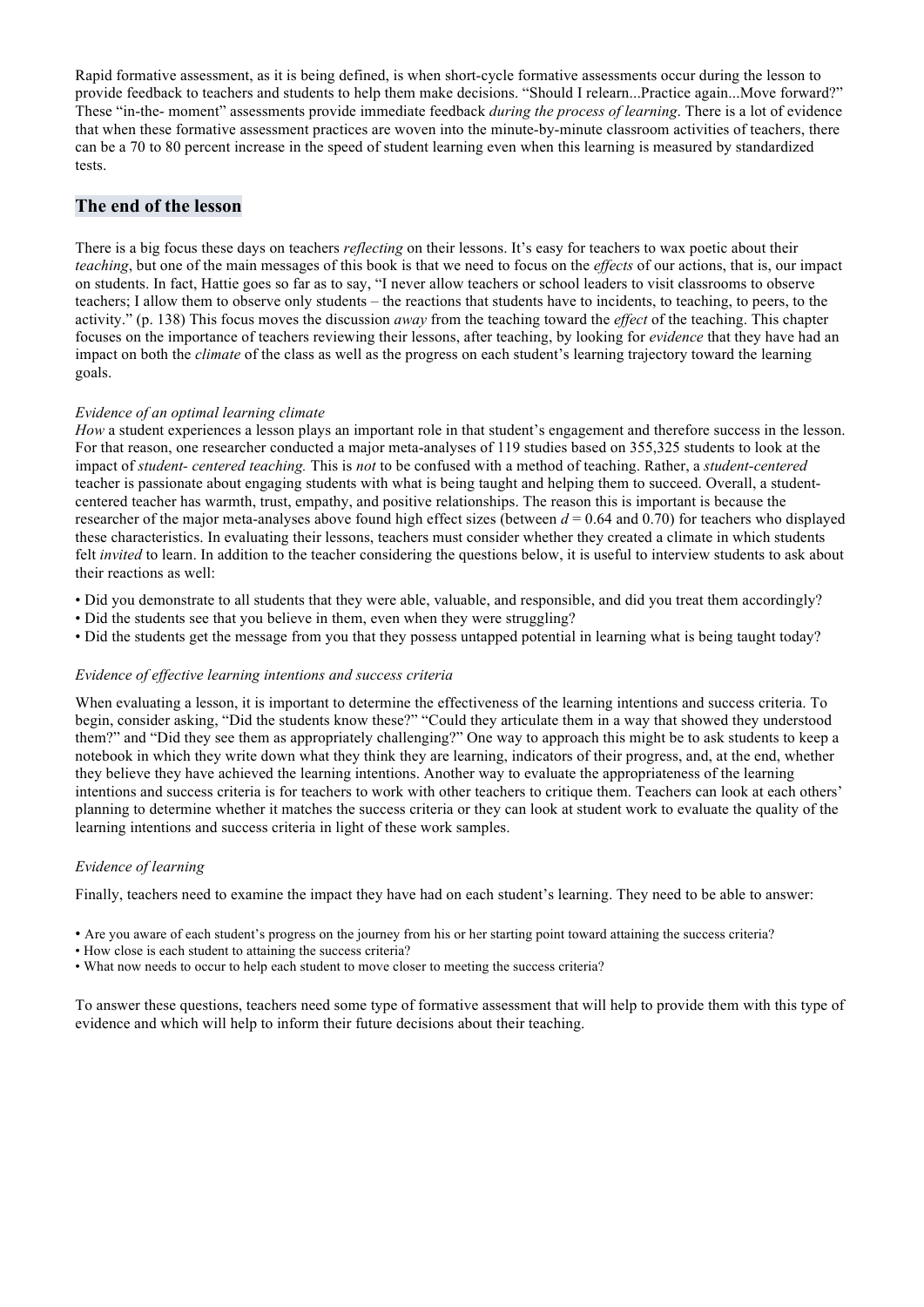Rapid formative assessment, as it is being defined, is when short-cycle formative assessments occur during the lesson to provide feedback to teachers and students to help them make decisions. "Should I relearn...Practice again...Move forward?" These "in-the- moment" assessments provide immediate feedback *during the process of learning*. There is a lot of evidence that when these formative assessment practices are woven into the minute-by-minute classroom activities of teachers, there can be a 70 to 80 percent increase in the speed of student learning even when this learning is measured by standardized tests.

## The end of the lesson

There is a big focus these days on teachers *reflecting* on their lessons. It's easy for teachers to wax poetic about their *teaching*, but one of the main messages of this book is that we need to focus on the *effects* of our actions, that is, our impact on students. In fact, Hattie goes so far as to say, "I never allow teachers or school leaders to visit classrooms to observe teachers; I allow them to observe only students – the reactions that students have to incidents, to teaching, to peers, to the activity." (p. 138) This focus moves the discussion *away* from the teaching toward the *effect* of the teaching. This chapter focuses on the importance of teachers reviewing their lessons, after teaching, by looking for *evidence* that they have had an impact on both the *climate* of the class as well as the progress on each student's learning trajectory toward the learning goals.

*Evidence of an optimal learning climate*

*How* a student experiences a lesson plays an important role in that student's engagement and therefore success in the lesson. For that reason, one researcher conducted a major meta-analyses of 119 studies based on 355,325 students to look at the impact of *student- centered teaching.* This is *not* to be confused with a method of teaching. Rather, a *student-centered* teacher is passionate about engaging students with what is being taught and helping them to succeed. Overall, a student-centered teacher has warmth, trust, empathy, and positive relationships. The reason this is important is because the researcher of the major meta-analyses above found high effect sizes (between $d = 0.64$ and 0.70) for teachers who displayed these characteristics. In evaluating their lessons, teachers must consider whether they created a climate in which students felt *invited* to learn. In addition to the teacher considering the questions below, it is useful to interview students to ask about their reactions as well:

- Did you demonstrate to all students that they were able, valuable, and responsible, and did you treat them accordingly?
- Did the students see that you believe in them, even when they were struggling?
- Did the students get the message from you that they possess untapped potential in learning what is being taught today?

*Evidence of effective learning intentions and success criteria*

When evaluating a lesson, it is important to determine the effectiveness of the learning intentions and success criteria. To begin, consider asking, "Did the students know these?" "Could they articulate them in a way that showed they understood them?" and "Did they see them as appropriately challenging?" One way to approach this might be to ask students to keep a notebook in which they write down what they think they are learning, indicators of their progress, and, at the end, whether they believe they have achieved the learning intentions. Another way to evaluate the appropriateness of the learning intentions and success criteria is for teachers to work with other teachers to critique them. Teachers can look at each others' planning to determine whether it matches the success criteria or they can look at student work to evaluate the quality of the learning intentions and success criteria in light of these work samples.

*Evidence of learning*

Finally, teachers need to examine the impact they have had on each student's learning. They need to be able to answer:

- Are you aware of each student's progress on the journey from his or her starting point toward attaining the success criteria?
- How close is each student to attaining the success criteria?
- What now needs to occur to help each student to move closer to meeting the success criteria?

To answer these questions, teachers need some type of formative assessment that will help to provide them with this type of evidence and which will help to inform their future decisions about their teaching.